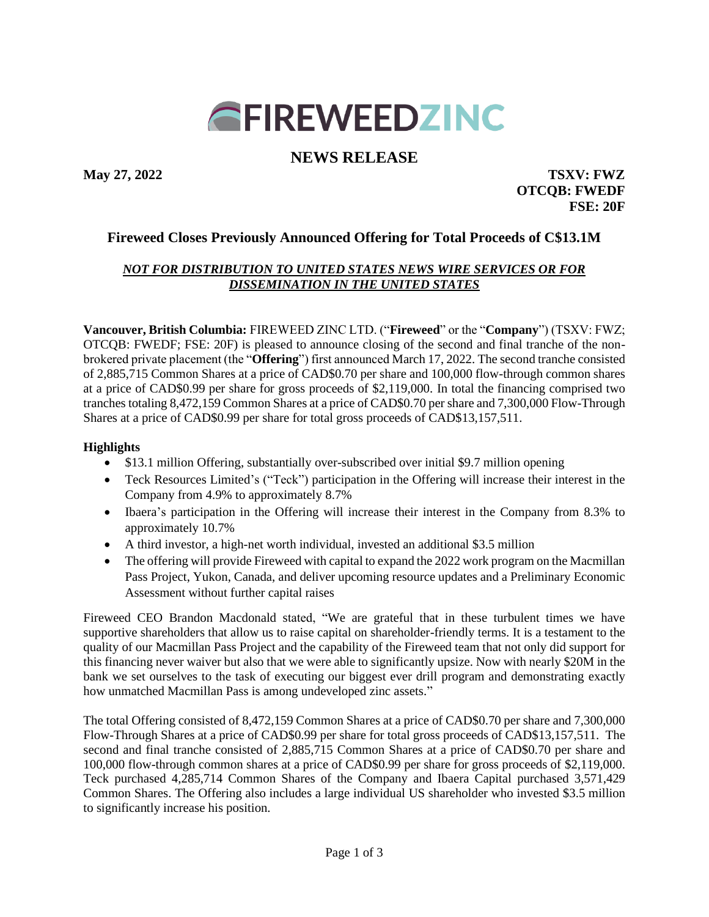FIREWEEDZINC

# NEWS RELEASE

**May 27, 2022**

**TSXV: FWZ**
**OTCQB: FWEDF**
**FSE: 20F**

## Fireweed Closes Previously Announced Offering for Total Proceeds of C$13.1M

***NOT FOR DISTRIBUTION TO UNITED STATES NEWS WIRE SERVICES OR FOR DISSEMINATION IN THE UNITED STATES***

**Vancouver, British Columbia:** FIREWEED ZINC LTD. ("**Fireweed**" or the "**Company**") (TSXV: FWZ; OTCQB: FWEDF; FSE: 20F) is pleased to announce closing of the second and final tranche of the non-brokered private placement (the "**Offering**") first announced March 17, 2022. The second tranche consisted of 2,885,715 Common Shares at a price of CAD$0.70 per share and 100,000 flow-through common shares at a price of CAD$0.99 per share for gross proceeds of $2,119,000. In total the financing comprised two tranches totaling 8,472,159 Common Shares at a price of CAD$0.70 per share and 7,300,000 Flow-Through Shares at a price of CAD$0.99 per share for total gross proceeds of CAD$13,157,511.

**Highlights**

- $13.1 million Offering, substantially over-subscribed over initial $9.7 million opening
- Teck Resources Limited's ("Teck") participation in the Offering will increase their interest in the Company from 4.9% to approximately 8.7%
- Ibaera's participation in the Offering will increase their interest in the Company from 8.3% to approximately 10.7%
- A third investor, a high-net worth individual, invested an additional $3.5 million
- The offering will provide Fireweed with capital to expand the 2022 work program on the Macmillan Pass Project, Yukon, Canada, and deliver upcoming resource updates and a Preliminary Economic Assessment without further capital raises

Fireweed CEO Brandon Macdonald stated, "We are grateful that in these turbulent times we have supportive shareholders that allow us to raise capital on shareholder-friendly terms. It is a testament to the quality of our Macmillan Pass Project and the capability of the Fireweed team that not only did support for this financing never waiver but also that we were able to significantly upsize. Now with nearly $20M in the bank we set ourselves to the task of executing our biggest ever drill program and demonstrating exactly how unmatched Macmillan Pass is among undeveloped zinc assets."

The total Offering consisted of 8,472,159 Common Shares at a price of CAD$0.70 per share and 7,300,000 Flow-Through Shares at a price of CAD$0.99 per share for total gross proceeds of CAD$13,157,511. The second and final tranche consisted of 2,885,715 Common Shares at a price of CAD$0.70 per share and 100,000 flow-through common shares at a price of CAD$0.99 per share for gross proceeds of $2,119,000. Teck purchased 4,285,714 Common Shares of the Company and Ibaera Capital purchased 3,571,429 Common Shares. The Offering also includes a large individual US shareholder who invested $3.5 million to significantly increase his position.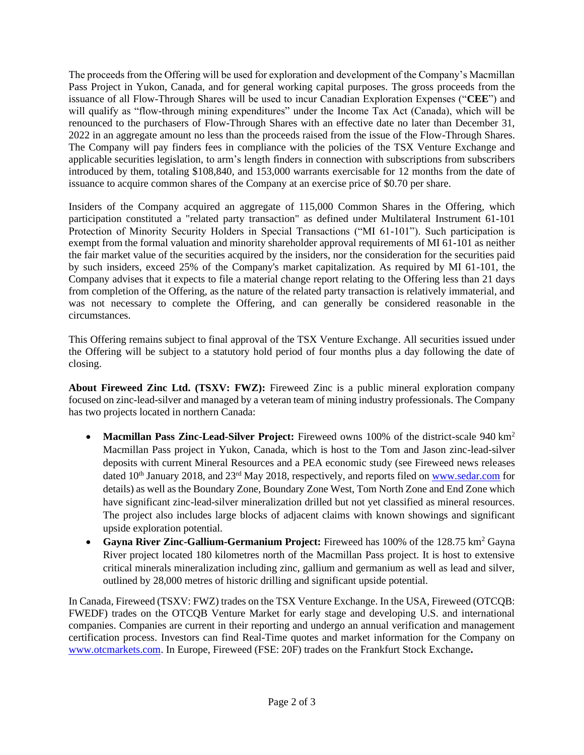The proceeds from the Offering will be used for exploration and development of the Company's Macmillan Pass Project in Yukon, Canada, and for general working capital purposes. The gross proceeds from the issuance of all Flow-Through Shares will be used to incur Canadian Exploration Expenses ("**CEE**") and will qualify as "flow-through mining expenditures" under the Income Tax Act (Canada), which will be renounced to the purchasers of Flow-Through Shares with an effective date no later than December 31, 2022 in an aggregate amount no less than the proceeds raised from the issue of the Flow-Through Shares. The Company will pay finders fees in compliance with the policies of the TSX Venture Exchange and applicable securities legislation, to arm's length finders in connection with subscriptions from subscribers introduced by them, totaling $108,840, and 153,000 warrants exercisable for 12 months from the date of issuance to acquire common shares of the Company at an exercise price of $0.70 per share.

Insiders of the Company acquired an aggregate of 115,000 Common Shares in the Offering, which participation constituted a "related party transaction" as defined under Multilateral Instrument 61-101 Protection of Minority Security Holders in Special Transactions ("MI 61-101"). Such participation is exempt from the formal valuation and minority shareholder approval requirements of MI 61-101 as neither the fair market value of the securities acquired by the insiders, nor the consideration for the securities paid by such insiders, exceed 25% of the Company's market capitalization. As required by MI 61-101, the Company advises that it expects to file a material change report relating to the Offering less than 21 days from completion of the Offering, as the nature of the related party transaction is relatively immaterial, and was not necessary to complete the Offering, and can generally be considered reasonable in the circumstances.

This Offering remains subject to final approval of the TSX Venture Exchange. All securities issued under the Offering will be subject to a statutory hold period of four months plus a day following the date of closing.

**About Fireweed Zinc Ltd. (TSXV: FWZ):** Fireweed Zinc is a public mineral exploration company focused on zinc-lead-silver and managed by a veteran team of mining industry professionals. The Company has two projects located in northern Canada:

- **Macmillan Pass Zinc-Lead-Silver Project:** Fireweed owns 100% of the district-scale 940 km$^2$ Macmillan Pass project in Yukon, Canada, which is host to the Tom and Jason zinc-lead-silver deposits with current Mineral Resources and a PEA economic study (see Fireweed news releases dated 10th January 2018, and 23rd May 2018, respectively, and reports filed on www.sedar.com for details) as well as the Boundary Zone, Boundary Zone West, Tom North Zone and End Zone which have significant zinc-lead-silver mineralization drilled but not yet classified as mineral resources. The project also includes large blocks of adjacent claims with known showings and significant upside exploration potential.
- **Gayna River Zinc-Gallium-Germanium Project:** Fireweed has 100% of the 128.75 km$^2$ Gayna River project located 180 kilometres north of the Macmillan Pass project. It is host to extensive critical minerals mineralization including zinc, gallium and germanium as well as lead and silver, outlined by 28,000 metres of historic drilling and significant upside potential.

In Canada, Fireweed (TSXV: FWZ) trades on the TSX Venture Exchange. In the USA, Fireweed (OTCQB: FWEDF) trades on the OTCQB Venture Market for early stage and developing U.S. and international companies. Companies are current in their reporting and undergo an annual verification and management certification process. Investors can find Real-Time quotes and market information for the Company on www.otcmarkets.com. In Europe, Fireweed (FSE: 20F) trades on the Frankfurt Stock Exchange**.**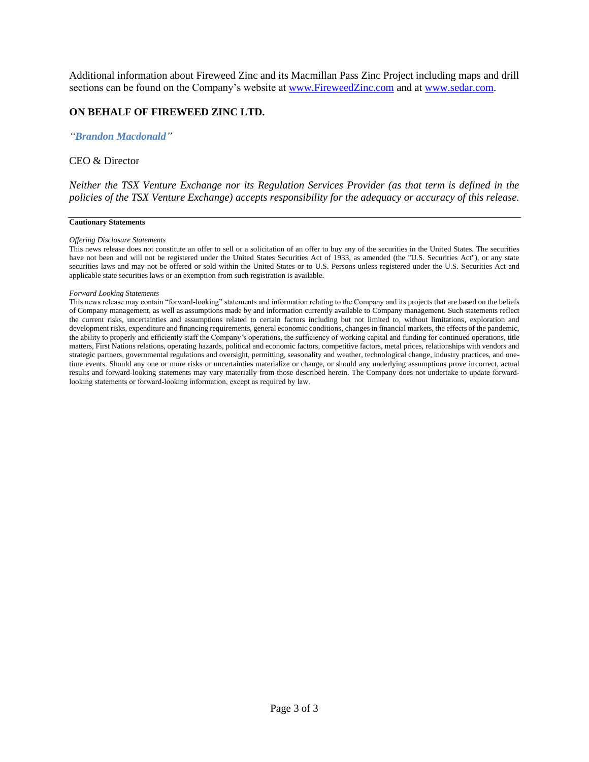Additional information about Fireweed Zinc and its Macmillan Pass Zinc Project including maps and drill sections can be found on the Company's website at [www.FireweedZinc.com](http://www.FireweedZinc.com) and at [www.sedar.com](http://www.sedar.com).

**ON BEHALF OF FIREWEED ZINC LTD.**

*"Brandon Macdonald"*

CEO & Director

*Neither the TSX Venture Exchange nor its Regulation Services Provider (as that term is defined in the policies of the TSX Venture Exchange) accepts responsibility for the adequacy or accuracy of this release.*

**Cautionary Statements**

*Offering Disclosure Statements*

This news release does not constitute an offer to sell or a solicitation of an offer to buy any of the securities in the United States. The securities have not been and will not be registered under the United States Securities Act of 1933, as amended (the "U.S. Securities Act"), or any state securities laws and may not be offered or sold within the United States or to U.S. Persons unless registered under the U.S. Securities Act and applicable state securities laws or an exemption from such registration is available.

*Forward Looking Statements*

This news release may contain "forward-looking" statements and information relating to the Company and its projects that are based on the beliefs of Company management, as well as assumptions made by and information currently available to Company management. Such statements reflect the current risks, uncertainties and assumptions related to certain factors including but not limited to, without limitations, exploration and development risks, expenditure and financing requirements, general economic conditions, changes in financial markets, the effects of the pandemic, the ability to properly and efficiently staff the Company's operations, the sufficiency of working capital and funding for continued operations, title matters, First Nations relations, operating hazards, political and economic factors, competitive factors, metal prices, relationships with vendors and strategic partners, governmental regulations and oversight, permitting, seasonality and weather, technological change, industry practices, and one-time events. Should any one or more risks or uncertainties materialize or change, or should any underlying assumptions prove incorrect, actual results and forward-looking statements may vary materially from those described herein. The Company does not undertake to update forward-looking statements or forward-looking information, except as required by law.